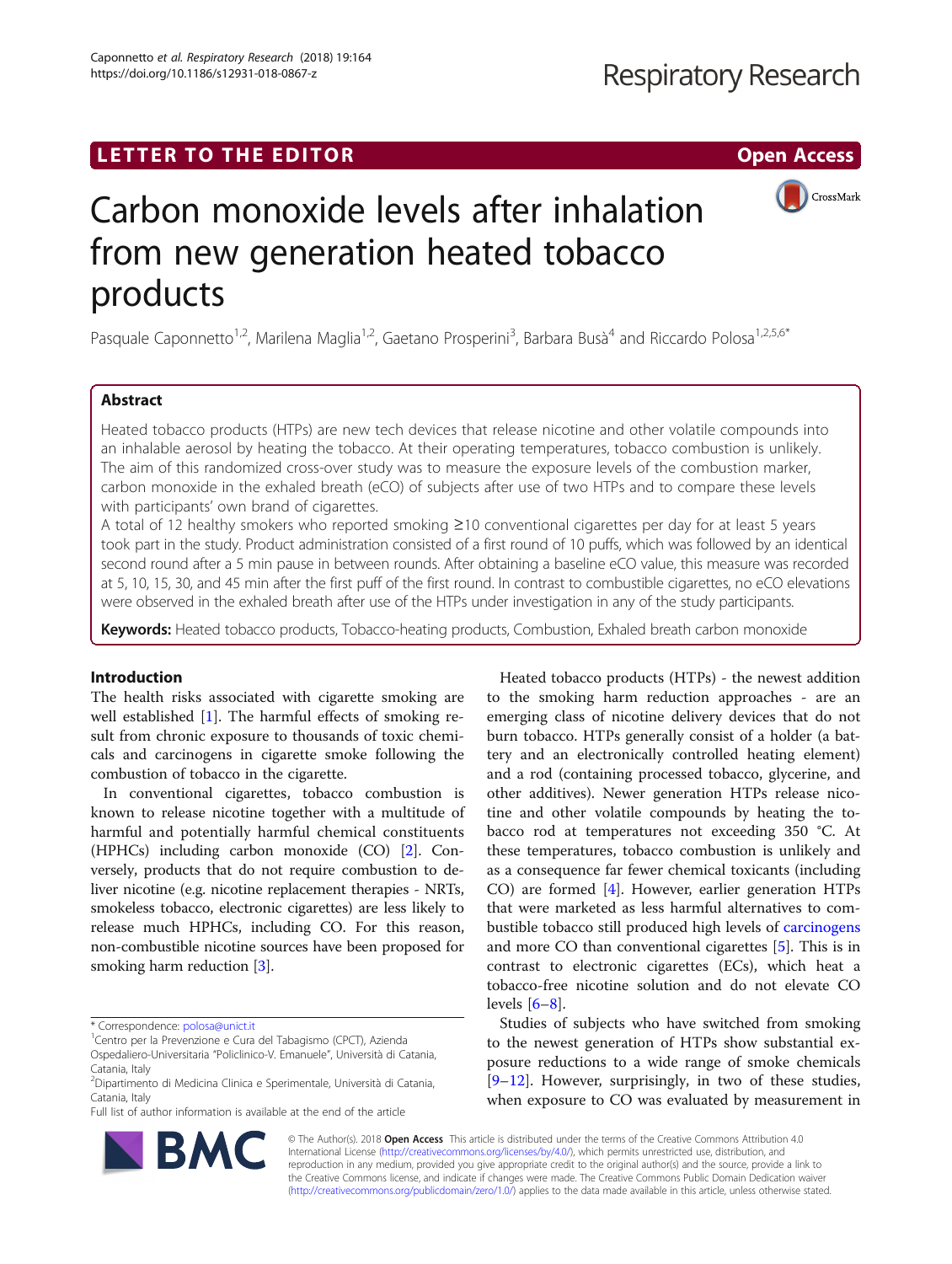LETTER TO THE EDITOR

Open Access

# Carbon monoxide levels after inhalation from new generation heated tobacco products

Pasquale Caponnetto[1,2], Marilena Maglia[1,2], Gaetano Prosperini[3], Barbara Busà[4] and Riccardo Polosa[1,2,5,6*]

## Abstract

Heated tobacco products (HTPs) are new tech devices that release nicotine and other volatile compounds into an inhalable aerosol by heating the tobacco. At their operating temperatures, tobacco combustion is unlikely. The aim of this randomized cross-over study was to measure the exposure levels of the combustion marker, carbon monoxide in the exhaled breath (eCO) of subjects after use of two HTPs and to compare these levels with participants' own brand of cigarettes.

A total of 12 healthy smokers who reported smoking ≥10 conventional cigarettes per day for at least 5 years took part in the study. Product administration consisted of a first round of 10 puffs, which was followed by an identical second round after a 5 min pause in between rounds. After obtaining a baseline eCO value, this measure was recorded at 5, 10, 15, 30, and 45 min after the first puff of the first round. In contrast to combustible cigarettes, no eCO elevations were observed in the exhaled breath after use of the HTPs under investigation in any of the study participants.

**Keywords:** Heated tobacco products, Tobacco-heating products, Combustion, Exhaled breath carbon monoxide

## Introduction

The health risks associated with cigarette smoking are well established [1]. The harmful effects of smoking result from chronic exposure to thousands of toxic chemicals and carcinogens in cigarette smoke following the combustion of tobacco in the cigarette.

In conventional cigarettes, tobacco combustion is known to release nicotine together with a multitude of harmful and potentially harmful chemical constituents (HPHCs) including carbon monoxide (CO) [2]. Conversely, products that do not require combustion to deliver nicotine (e.g. nicotine replacement therapies - NRTs, smokeless tobacco, electronic cigarettes) are less likely to release much HPHCs, including CO. For this reason, non-combustible nicotine sources have been proposed for smoking harm reduction [3].

Heated tobacco products (HTPs) - the newest addition to the smoking harm reduction approaches - are an emerging class of nicotine delivery devices that do not burn tobacco. HTPs generally consist of a holder (a battery and an electronically controlled heating element) and a rod (containing processed tobacco, glycerine, and other additives). Newer generation HTPs release nicotine and other volatile compounds by heating the tobacco rod at temperatures not exceeding 350 °C. At these temperatures, tobacco combustion is unlikely and as a consequence far fewer chemical toxicants (including CO) are formed [4]. However, earlier generation HTPs that were marketed as less harmful alternatives to combustible tobacco still produced high levels of carcinogens and more CO than conventional cigarettes [5]. This is in contrast to electronic cigarettes (ECs), which heat a tobacco-free nicotine solution and do not elevate CO levels [6–8].

Studies of subjects who have switched from smoking to the newest generation of HTPs show substantial exposure reductions to a wide range of smoke chemicals [9–12]. However, surprisingly, in two of these studies, when exposure to CO was evaluated by measurement in

* Correspondence: polosa@unict.it

[1]Centro per la Prevenzione e Cura del Tabagismo (CPCT), Azienda Ospedaliero-Universitaria "Policlinico-V. Emanuele", Università di Catania, Catania, Italy

[2]Dipartimento di Medicina Clinica e Sperimentale, Università di Catania, Catania, Italy

Full list of author information is available at the end of the article

© The Author(s). 2018 **Open Access** This article is distributed under the terms of the Creative Commons Attribution 4.0 International License (http://creativecommons.org/licenses/by/4.0/), which permits unrestricted use, distribution, and reproduction in any medium, provided you give appropriate credit to the original author(s) and the source, provide a link to the Creative Commons license, and indicate if changes were made. The Creative Commons Public Domain Dedication waiver (http://creativecommons.org/publicdomain/zero/1.0/) applies to the data made available in this article, unless otherwise stated.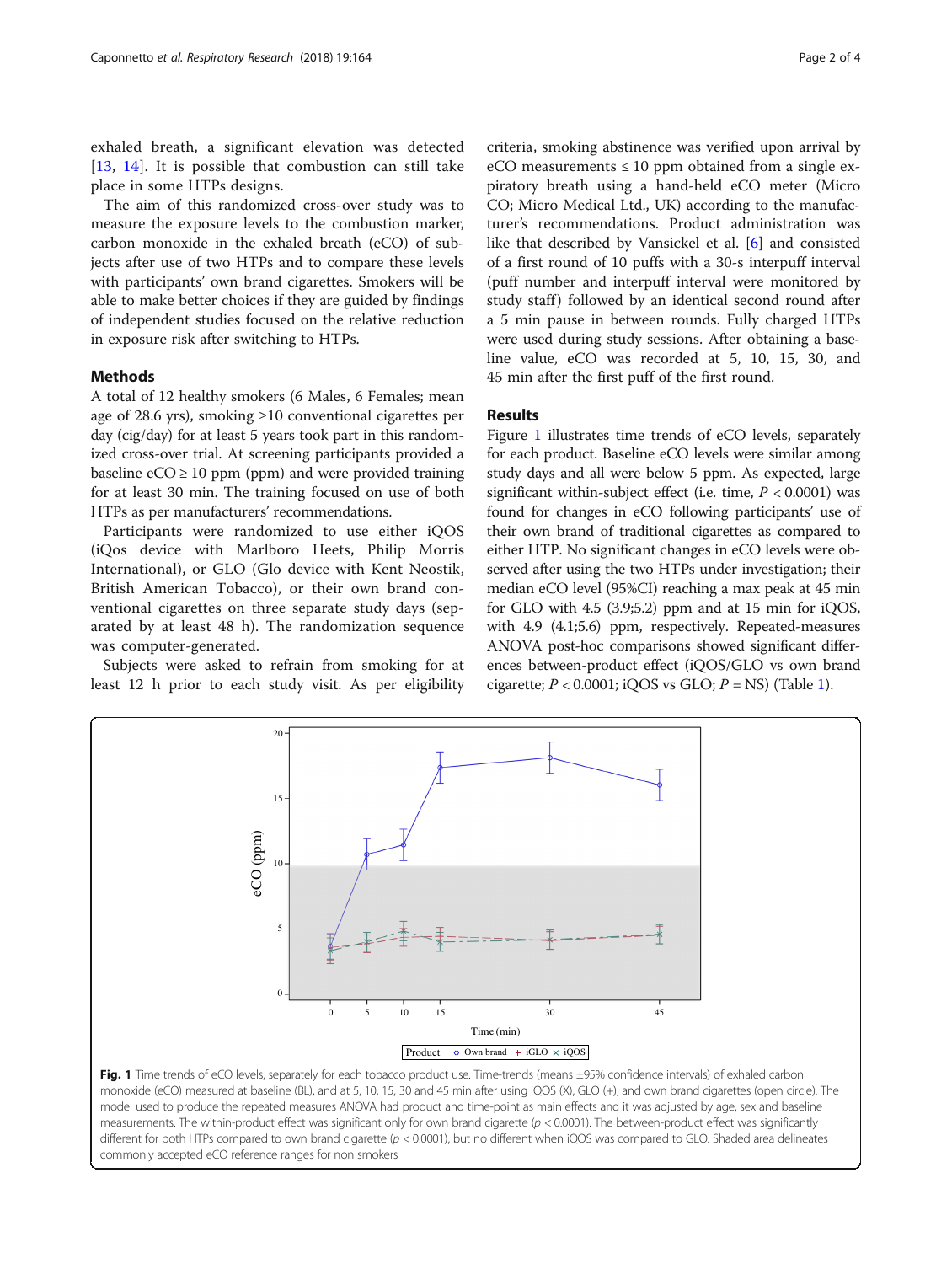exhaled breath, a significant elevation was detected [13, 14]. It is possible that combustion can still take place in some HTPs designs.

The aim of this randomized cross-over study was to measure the exposure levels to the combustion marker, carbon monoxide in the exhaled breath (eCO) of subjects after use of two HTPs and to compare these levels with participants' own brand cigarettes. Smokers will be able to make better choices if they are guided by findings of independent studies focused on the relative reduction in exposure risk after switching to HTPs.

## Methods

A total of 12 healthy smokers (6 Males, 6 Females; mean age of 28.6 yrs), smoking ≥10 conventional cigarettes per day (cig/day) for at least 5 years took part in this randomized cross-over trial. At screening participants provided a baseline eCO ≥ 10 ppm (ppm) and were provided training for at least 30 min. The training focused on use of both HTPs as per manufacturers' recommendations.

Participants were randomized to use either iQOS (iQos device with Marlboro Heets, Philip Morris International), or GLO (Glo device with Kent Neostik, British American Tobacco), or their own brand conventional cigarettes on three separate study days (separated by at least 48 h). The randomization sequence was computer-generated.

Subjects were asked to refrain from smoking for at least 12 h prior to each study visit. As per eligibility criteria, smoking abstinence was verified upon arrival by eCO measurements ≤ 10 ppm obtained from a single expiratory breath using a hand-held eCO meter (Micro CO; Micro Medical Ltd., UK) according to the manufacturer's recommendations. Product administration was like that described by Vansickel et al. [6] and consisted of a first round of 10 puffs with a 30-s interpuff interval (puff number and interpuff interval were monitored by study staff) followed by an identical second round after a 5 min pause in between rounds. Fully charged HTPs were used during study sessions. After obtaining a baseline value, eCO was recorded at 5, 10, 15, 30, and 45 min after the first puff of the first round.

## Results

Figure 1 illustrates time trends of eCO levels, separately for each product. Baseline eCO levels were similar among study days and all were below 5 ppm. As expected, large significant within-subject effect (i.e. time, $P < 0.0001$) was found for changes in eCO following participants' use of their own brand of traditional cigarettes as compared to either HTP. No significant changes in eCO levels were observed after using the two HTPs under investigation; their median eCO level (95%CI) reaching a max peak at 45 min for GLO with 4.5 (3.9;5.2) ppm and at 15 min for iQOS, with 4.9 (4.1;5.6) ppm, respectively. Repeated-measures ANOVA post-hoc comparisons showed significant differences between-product effect (iQOS/GLO vs own brand cigarette; $P < 0.0001$; iQOS vs GLO; $P$ = NS) (Table 1).

**Fig. 1** Time trends of eCO levels, separately for each tobacco product use. Time-trends (means ±95% confidence intervals) of exhaled carbon monoxide (eCO) measured at baseline (BL), and at 5, 10, 15, 30 and 45 min after using iQOS (X), GLO (+), and own brand cigarettes (open circle). The model used to produce the repeated measures ANOVA had product and time-point as main effects and it was adjusted by age, sex and baseline measurements. The within-product effect was significant only for own brand cigarette ($p < 0.0001$). The between-product effect was significantly different for both HTPs compared to own brand cigarette ($p < 0.0001$), but no different when iQOS was compared to GLO. Shaded area delineates commonly accepted eCO reference ranges for non smokers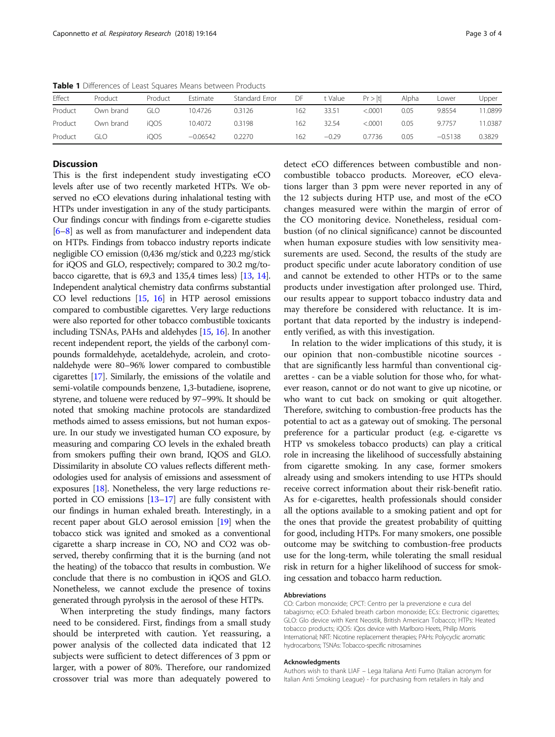**Table 1** Differences of Least Squares Means between Products

| Effect | Product | Product | Estimate | Standard Error | DF | t Value | Pr > \|t\| | Alpha | Lower | Upper |
|---|---|---|---|---|---|---|---|---|---|---|
| Product | Own brand | GLO | 10.4726 | 0.3126 | 162 | 33.51 | <.0001 | 0.05 | 9.8554 | 11.0899 |
| Product | Own brand | iQOS | 10.4072 | 0.3198 | 162 | 32.54 | <.0001 | 0.05 | 9.7757 | 11.0387 |
| Product | GLO | iQOS | −0.06542 | 0.2270 | 162 | −0.29 | 0.7736 | 0.05 | −0.5138 | 0.3829 |

## Discussion

This is the first independent study investigating eCO levels after use of two recently marketed HTPs. We observed no eCO elevations during inhalational testing with HTPs under investigation in any of the study participants. Our findings concur with findings from e-cigarette studies [6–8] as well as from manufacturer and independent data on HTPs. Findings from tobacco industry reports indicate negligible CO emission (0,436 mg/stick and 0,223 mg/stick for iQOS and GLO, respectively; compared to 30.2 mg/tobacco cigarette, that is 69,3 and 135,4 times less) [13, 14]. Independent analytical chemistry data confirms substantial CO level reductions [15, 16] in HTP aerosol emissions compared to combustible cigarettes. Very large reductions were also reported for other tobacco combustible toxicants including TSNAs, PAHs and aldehydes [15, 16]. In another recent independent report, the yields of the carbonyl compounds formaldehyde, acetaldehyde, acrolein, and crotonaldehyde were 80–96% lower compared to combustible cigarettes [17]. Similarly, the emissions of the volatile and semi-volatile compounds benzene, 1,3-butadiene, isoprene, styrene, and toluene were reduced by 97–99%. It should be noted that smoking machine protocols are standardized methods aimed to assess emissions, but not human exposure. In our study we investigated human CO exposure, by measuring and comparing CO levels in the exhaled breath from smokers puffing their own brand, IQOS and GLO. Dissimilarity in absolute CO values reflects different methodologies used for analysis of emissions and assessment of exposures [18]. Nonetheless, the very large reductions reported in CO emissions [13–17] are fully consistent with our findings in human exhaled breath. Interestingly, in a recent paper about GLO aerosol emission [19] when the tobacco stick was ignited and smoked as a conventional cigarette a sharp increase in CO, NO and $CO_2$ was observed, thereby confirming that it is the burning (and not the heating) of the tobacco that results in combustion. We conclude that there is no combustion in iQOS and GLO. Nonetheless, we cannot exclude the presence of toxins generated through pyrolysis in the aerosol of these HTPs.

When interpreting the study findings, many factors need to be considered. First, findings from a small study should be interpreted with caution. Yet reassuring, a power analysis of the collected data indicated that 12 subjects were sufficient to detect differences of 3 ppm or larger, with a power of 80%. Therefore, our randomized crossover trial was more than adequately powered to detect eCO differences between combustible and non-combustible tobacco products. Moreover, eCO elevations larger than 3 ppm were never reported in any of the 12 subjects during HTP use, and most of the eCO changes measured were within the margin of error of the CO monitoring device. Nonetheless, residual combustion (of no clinical significance) cannot be discounted when human exposure studies with low sensitivity measurements are used. Second, the results of the study are product specific under acute laboratory condition of use and cannot be extended to other HTPs or to the same products under investigation after prolonged use. Third, our results appear to support tobacco industry data and may therefore be considered with reluctance. It is important that data reported by the industry is independently verified, as with this investigation.

In relation to the wider implications of this study, it is our opinion that non-combustible nicotine sources - that are significantly less harmful than conventional cigarettes - can be a viable solution for those who, for whatever reason, cannot or do not want to give up nicotine, or who want to cut back on smoking or quit altogether. Therefore, switching to combustion-free products has the potential to act as a gateway out of smoking. The personal preference for a particular product (e.g. e-cigarette vs HTP vs smokeless tobacco products) can play a critical role in increasing the likelihood of successfully abstaining from cigarette smoking. In any case, former smokers already using and smokers intending to use HTPs should receive correct information about their risk-benefit ratio. As for e-cigarettes, health professionals should consider all the options available to a smoking patient and opt for the ones that provide the greatest probability of quitting for good, including HTPs. For many smokers, one possible outcome may be switching to combustion-free products use for the long-term, while tolerating the small residual risk in return for a higher likelihood of success for smoking cessation and tobacco harm reduction.

#### Abbreviations

CO: Carbon monoxide; CPCT: Centro per la prevenzione e cura del tabagismo; eCO: Exhaled breath carbon monoxide; ECs: Electronic cigarettes; GLO: Glo device with Kent Neostik, British American Tobacco; HTPs: Heated tobacco products; iQOS: iQos device with Marlboro Heets, Philip Morris International; NRT: Nicotine replacement therapies; PAHs: Polycyclic aromatic hydrocarbons; TSNAs: Tobacco-specific nitrosamines

#### Acknowledgments

Authors wish to thank LIAF – Lega Italiana Anti Fumo (Italian acronym for Italian Anti Smoking League) - for purchasing from retailers in Italy and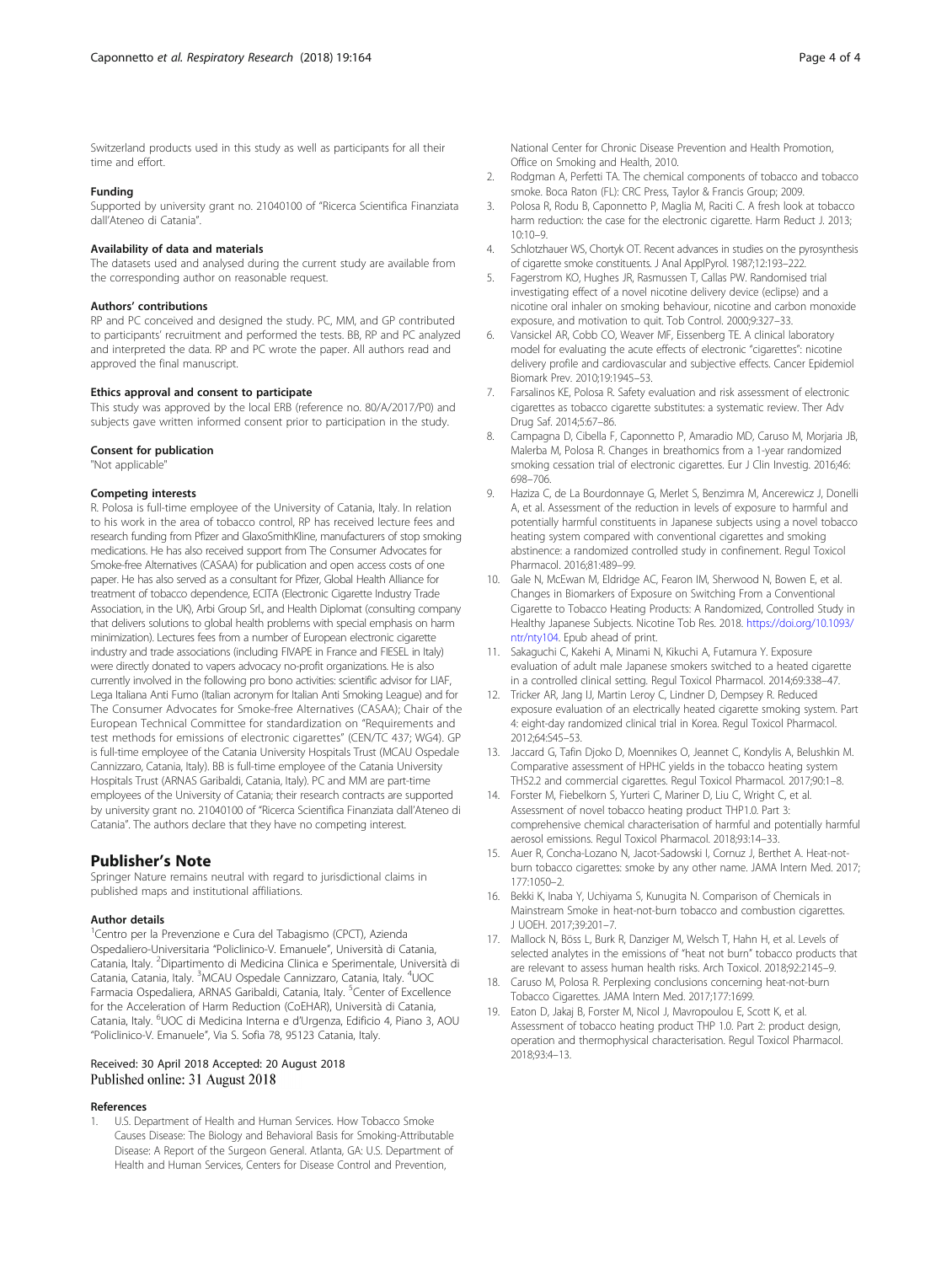Switzerland products used in this study as well as participants for all their time and effort.

#### Funding

Supported by university grant no. 21040100 of "Ricerca Scientifica Finanziata dall'Ateneo di Catania".

#### Availability of data and materials

The datasets used and analysed during the current study are available from the corresponding author on reasonable request.

#### Authors' contributions

RP and PC conceived and designed the study. PC, MM, and GP contributed to participants' recruitment and performed the tests. BB, RP and PC analyzed and interpreted the data. RP and PC wrote the paper. All authors read and approved the final manuscript.

#### Ethics approval and consent to participate

This study was approved by the local ERB (reference no. 80/A/2017/P0) and subjects gave written informed consent prior to participation in the study.

#### Consent for publication

"Not applicable"

#### Competing interests

R. Polosa is full-time employee of the University of Catania, Italy. In relation to his work in the area of tobacco control, RP has received lecture fees and research funding from Pfizer and GlaxoSmithKline, manufacturers of stop smoking medications. He has also received support from The Consumer Advocates for Smoke-free Alternatives (CASAA) for publication and open access costs of one paper. He has also served as a consultant for Pfizer, Global Health Alliance for treatment of tobacco dependence, ECITA (Electronic Cigarette Industry Trade Association, in the UK), Arbi Group Srl., and Health Diplomat (consulting company that delivers solutions to global health problems with special emphasis on harm minimization). Lectures fees from a number of European electronic cigarette industry and trade associations (including FIVAPE in France and FIESEL in Italy) were directly donated to vapers advocacy no-profit organizations. He is also currently involved in the following pro bono activities: scientific advisor for LIAF, Lega Italiana Anti Fumo (Italian acronym for Italian Anti Smoking League) and for The Consumer Advocates for Smoke-free Alternatives (CASAA); Chair of the European Technical Committee for standardization on "Requirements and test methods for emissions of electronic cigarettes" (CEN/TC 437; WG4). GP is full-time employee of the Catania University Hospitals Trust (MCAU Ospedale Cannizzaro, Catania, Italy). BB is full-time employee of the Catania University Hospitals Trust (ARNAS Garibaldi, Catania, Italy). PC and MM are part-time employees of the University of Catania; their research contracts are supported by university grant no. 21040100 of "Ricerca Scientifica Finanziata dall'Ateneo di Catania". The authors declare that they have no competing interest.

## Publisher's Note

Springer Nature remains neutral with regard to jurisdictional claims in published maps and institutional affiliations.

#### Author details

[1]Centro per la Prevenzione e Cura del Tabagismo (CPCT), Azienda Ospedaliero-Universitaria "Policlinico-V. Emanuele", Università di Catania, Catania, Italy. [2]Dipartimento di Medicina Clinica e Sperimentale, Università di Catania, Catania, Italy. [3]MCAU Ospedale Cannizzaro, Catania, Italy. [4]UOC Farmacia Ospedaliera, ARNAS Garibaldi, Catania, Italy. [5]Center of Excellence for the Acceleration of Harm Reduction (CoEHAR), Università di Catania, Catania, Italy. [6]UOC di Medicina Interna e d'Urgenza, Edificio 4, Piano 3, AOU "Policlinico-V. Emanuele", Via S. Sofia 78, 95123 Catania, Italy.

Received: 30 April 2018 Accepted: 20 August 2018
Published online: 31 August 2018

#### References

1. U.S. Department of Health and Human Services. How Tobacco Smoke Causes Disease: The Biology and Behavioral Basis for Smoking-Attributable Disease: A Report of the Surgeon General. Atlanta, GA: U.S. Department of Health and Human Services, Centers for Disease Control and Prevention, National Center for Chronic Disease Prevention and Health Promotion, Office on Smoking and Health, 2010.
2. Rodgman A, Perfetti TA. The chemical components of tobacco and tobacco smoke. Boca Raton (FL): CRC Press, Taylor & Francis Group; 2009.
3. Polosa R, Rodu B, Caponnetto P, Maglia M, Raciti C. A fresh look at tobacco harm reduction: the case for the electronic cigarette. Harm Reduct J. 2013; 10:10–9.
4. Schlotzhauer WS, Chortyk OT. Recent advances in studies on the pyrosynthesis of cigarette smoke constituents. J Anal ApplPyrol. 1987;12:193–222.
5. Fagerstrom KO, Hughes JR, Rasmussen T, Callas PW. Randomised trial investigating effect of a novel nicotine delivery device (eclipse) and a nicotine oral inhaler on smoking behaviour, nicotine and carbon monoxide exposure, and motivation to quit. Tob Control. 2000;9:327–33.
6. Vansickel AR, Cobb CO, Weaver MF, Eissenberg TE. A clinical laboratory model for evaluating the acute effects of electronic "cigarettes": nicotine delivery profile and cardiovascular and subjective effects. Cancer Epidemiol Biomark Prev. 2010;19:1945–53.
7. Farsalinos KE, Polosa R. Safety evaluation and risk assessment of electronic cigarettes as tobacco cigarette substitutes: a systematic review. Ther Adv Drug Saf. 2014;5:67–86.
8. Campagna D, Cibella F, Caponnetto P, Amaradio MD, Caruso M, Morjaria JB, Malerba M, Polosa R. Changes in breathomics from a 1-year randomized smoking cessation trial of electronic cigarettes. Eur J Clin Investig. 2016;46: 698–706.
9. Haziza C, de La Bourdonnaye G, Merlet S, Benzimra M, Ancerewicz J, Donelli A, et al. Assessment of the reduction in levels of exposure to harmful and potentially harmful constituents in Japanese subjects using a novel tobacco heating system compared with conventional cigarettes and smoking abstinence: a randomized controlled study in confinement. Regul Toxicol Pharmacol. 2016;81:489–99.
10. Gale N, McEwan M, Eldridge AC, Fearon IM, Sherwood N, Bowen E, et al. Changes in Biomarkers of Exposure on Switching From a Conventional Cigarette to Tobacco Heating Products: A Randomized, Controlled Study in Healthy Japanese Subjects. Nicotine Tob Res. 2018. https://doi.org/10.1093/ntr/nty104. Epub ahead of print.
11. Sakaguchi C, Kakehi A, Minami N, Kikuchi A, Futamura Y. Exposure evaluation of adult male Japanese smokers switched to a heated cigarette in a controlled clinical setting. Regul Toxicol Pharmacol. 2014;69:338–47.
12. Tricker AR, Jang IJ, Martin Leroy C, Lindner D, Dempsey R. Reduced exposure evaluation of an electrically heated cigarette smoking system. Part 4: eight-day randomized clinical trial in Korea. Regul Toxicol Pharmacol. 2012;64:S45–53.
13. Jaccard G, Tafin Djoko D, Moennikes O, Jeannet C, Kondylis A, Belushkin M. Comparative assessment of HPHC yields in the tobacco heating system THS2.2 and commercial cigarettes. Regul Toxicol Pharmacol. 2017;90:1–8.
14. Forster M, Fiebelkorn S, Yurteri C, Mariner D, Liu C, Wright C, et al. Assessment of novel tobacco heating product THP1.0. Part 3: comprehensive chemical characterisation of harmful and potentially harmful aerosol emissions. Regul Toxicol Pharmacol. 2018;93:14–33.
15. Auer R, Concha-Lozano N, Jacot-Sadowski I, Cornuz J, Berthet A. Heat-not-burn tobacco cigarettes: smoke by any other name. JAMA Intern Med. 2017; 177:1050–2.
16. Bekki K, Inaba Y, Uchiyama S, Kunugita N. Comparison of Chemicals in Mainstream Smoke in heat-not-burn tobacco and combustion cigarettes. J UOEH. 2017;39:201–7.
17. Mallock N, Böss L, Burk R, Danziger M, Welsch T, Hahn H, et al. Levels of selected analytes in the emissions of "heat not burn" tobacco products that are relevant to assess human health risks. Arch Toxicol. 2018;92:2145–9.
18. Caruso M, Polosa R. Perplexing conclusions concerning heat-not-burn Tobacco Cigarettes. JAMA Intern Med. 2017;177:1699.
19. Eaton D, Jakaj B, Forster M, Nicol J, Mavropoulou E, Scott K, et al. Assessment of tobacco heating product THP 1.0. Part 2: product design, operation and thermophysical characterisation. Regul Toxicol Pharmacol. 2018;93:4–13.